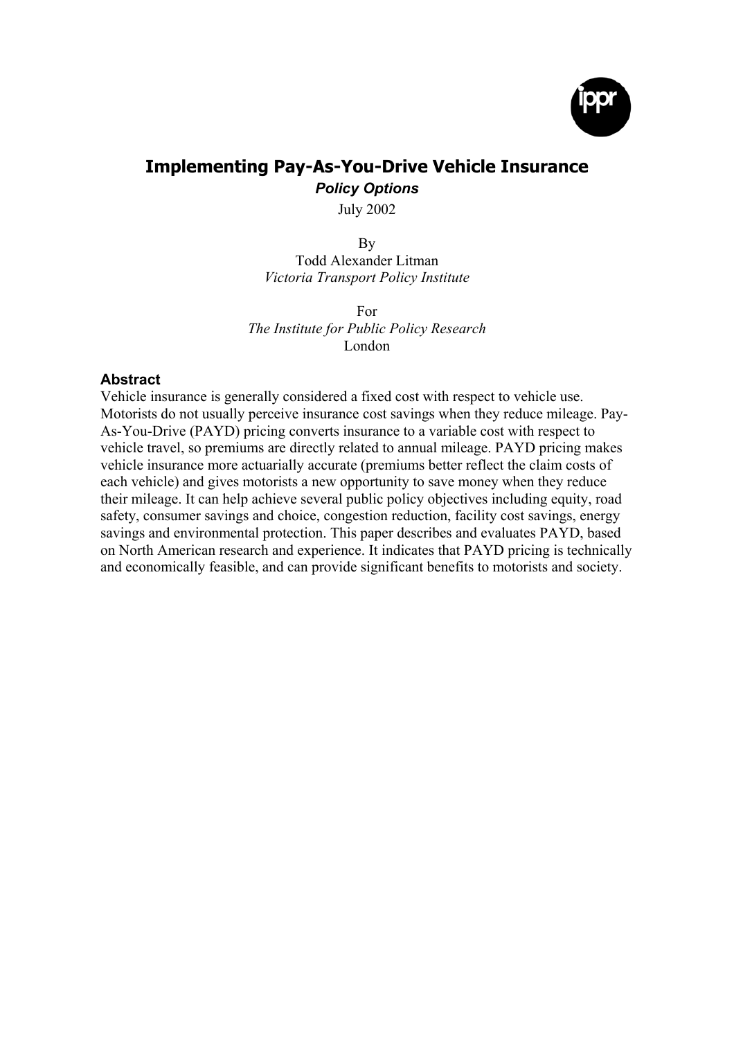# Implementing Pay-As-You-Drive Vehicle Insurance

***Policy Options***

July 2002

By
Todd Alexander Litman
*Victoria Transport Policy Institute*

For
*The Institute for Public Policy Research*
London

## Abstract

Vehicle insurance is generally considered a fixed cost with respect to vehicle use. Motorists do not usually perceive insurance cost savings when they reduce mileage. Pay-As-You-Drive (PAYD) pricing converts insurance to a variable cost with respect to vehicle travel, so premiums are directly related to annual mileage. PAYD pricing makes vehicle insurance more actuarially accurate (premiums better reflect the claim costs of each vehicle) and gives motorists a new opportunity to save money when they reduce their mileage. It can help achieve several public policy objectives including equity, road safety, consumer savings and choice, congestion reduction, facility cost savings, energy savings and environmental protection. This paper describes and evaluates PAYD, based on North American research and experience. It indicates that PAYD pricing is technically and economically feasible, and can provide significant benefits to motorists and society.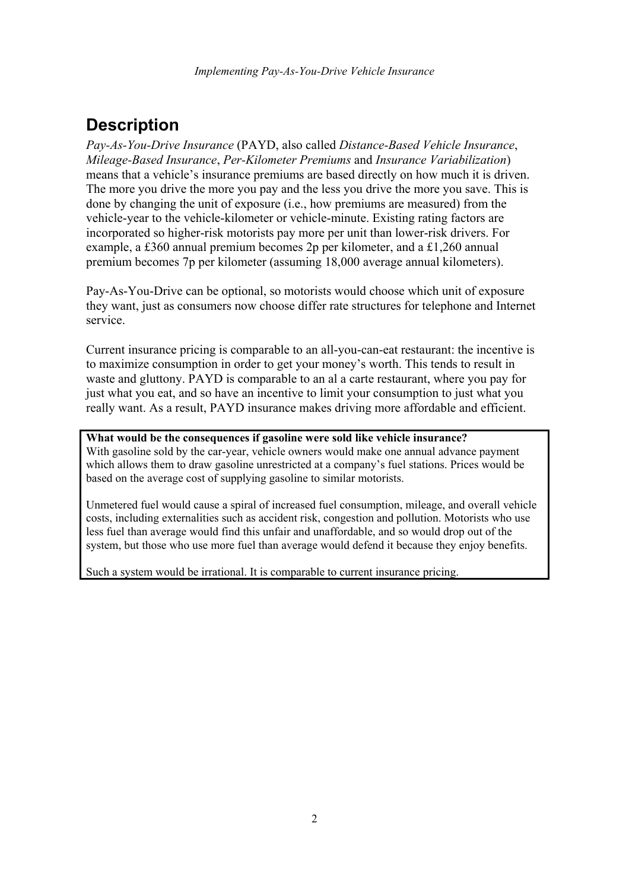## Description

*Pay-As-You-Drive Insurance* (PAYD, also called *Distance-Based Vehicle Insurance*, *Mileage-Based Insurance*, *Per-Kilometer Premiums* and *Insurance Variabilization*) means that a vehicle's insurance premiums are based directly on how much it is driven. The more you drive the more you pay and the less you drive the more you save. This is done by changing the unit of exposure (i.e., how premiums are measured) from the vehicle-year to the vehicle-kilometer or vehicle-minute. Existing rating factors are incorporated so higher-risk motorists pay more per unit than lower-risk drivers. For example, a £360 annual premium becomes 2p per kilometer, and a £1,260 annual premium becomes 7p per kilometer (assuming 18,000 average annual kilometers).

Pay-As-You-Drive can be optional, so motorists would choose which unit of exposure they want, just as consumers now choose differ rate structures for telephone and Internet service.

Current insurance pricing is comparable to an all-you-can-eat restaurant: the incentive is to maximize consumption in order to get your money's worth. This tends to result in waste and gluttony. PAYD is comparable to an al a carte restaurant, where you pay for just what you eat, and so have an incentive to limit your consumption to just what you really want. As a result, PAYD insurance makes driving more affordable and efficient.

**What would be the consequences if gasoline were sold like vehicle insurance?**
With gasoline sold by the car-year, vehicle owners would make one annual advance payment which allows them to draw gasoline unrestricted at a company's fuel stations. Prices would be based on the average cost of supplying gasoline to similar motorists.

Unmetered fuel would cause a spiral of increased fuel consumption, mileage, and overall vehicle costs, including externalities such as accident risk, congestion and pollution. Motorists who use less fuel than average would find this unfair and unaffordable, and so would drop out of the system, but those who use more fuel than average would defend it because they enjoy benefits.

Such a system would be irrational. It is comparable to current insurance pricing.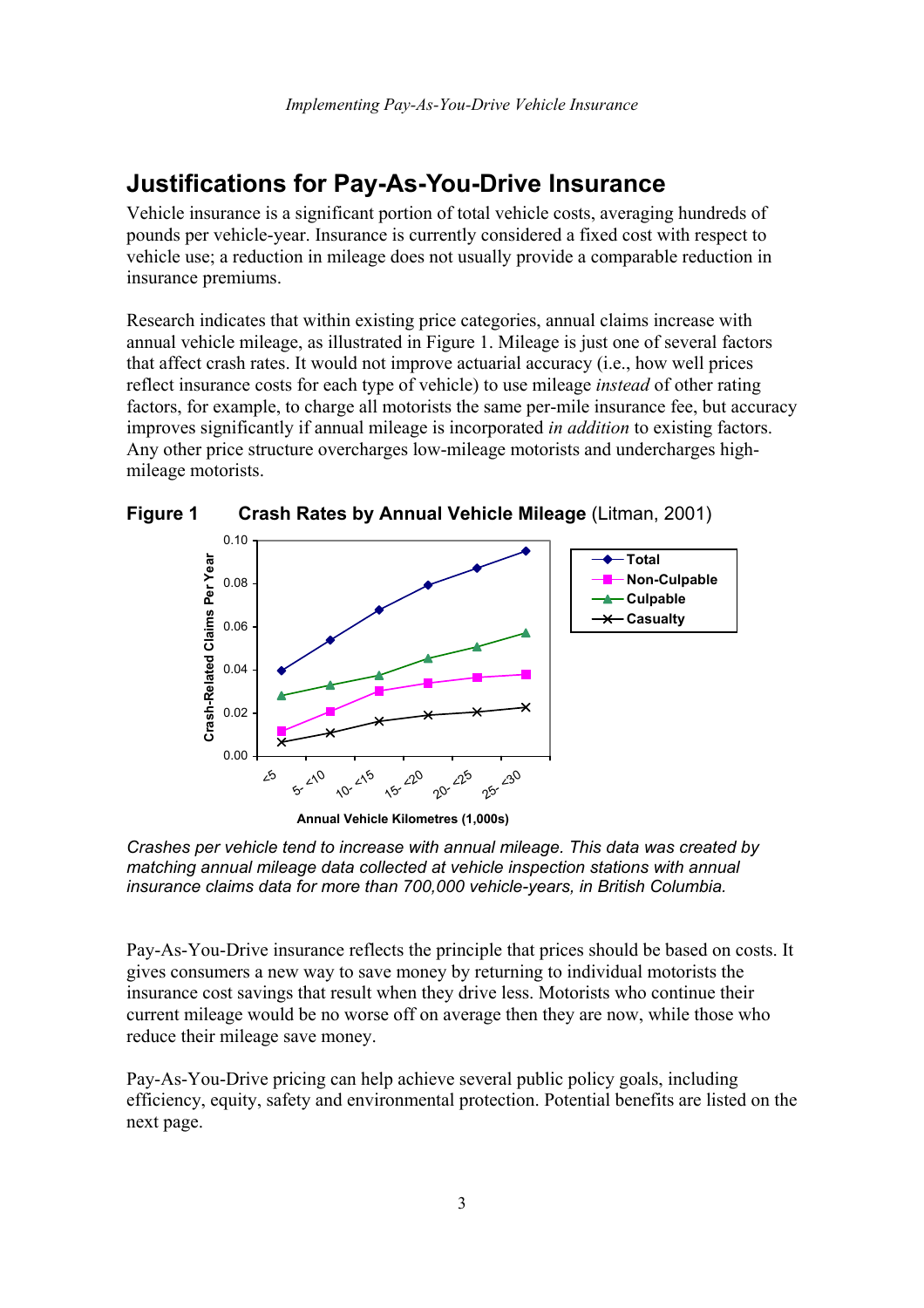## Justifications for Pay-As-You-Drive Insurance

Vehicle insurance is a significant portion of total vehicle costs, averaging hundreds of pounds per vehicle-year. Insurance is currently considered a fixed cost with respect to vehicle use; a reduction in mileage does not usually provide a comparable reduction in insurance premiums.

Research indicates that within existing price categories, annual claims increase with annual vehicle mileage, as illustrated in Figure 1. Mileage is just one of several factors that affect crash rates. It would not improve actuarial accuracy (i.e., how well prices reflect insurance costs for each type of vehicle) to use mileage *instead* of other rating factors, for example, to charge all motorists the same per-mile insurance fee, but accuracy improves significantly if annual mileage is incorporated *in addition* to existing factors. Any other price structure overcharges low-mileage motorists and undercharges high-mileage motorists.

**Figure 1 Crash Rates by Annual Vehicle Mileage** (Litman, 2001)

*Crashes per vehicle tend to increase with annual mileage. This data was created by matching annual mileage data collected at vehicle inspection stations with annual insurance claims data for more than 700,000 vehicle-years, in British Columbia.*

Pay-As-You-Drive insurance reflects the principle that prices should be based on costs. It gives consumers a new way to save money by returning to individual motorists the insurance cost savings that result when they drive less. Motorists who continue their current mileage would be no worse off on average then they are now, while those who reduce their mileage save money.

Pay-As-You-Drive pricing can help achieve several public policy goals, including efficiency, equity, safety and environmental protection. Potential benefits are listed on the next page.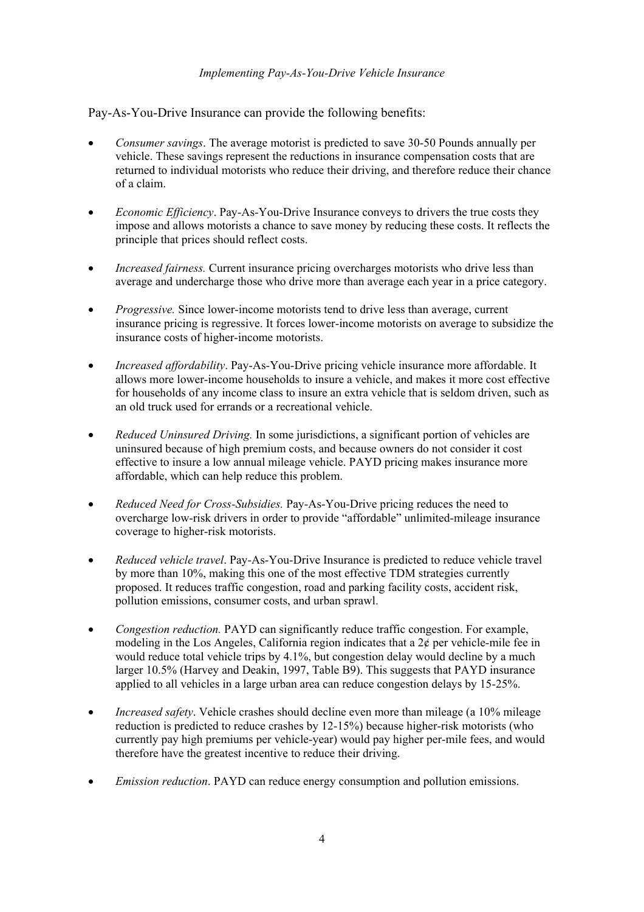Pay-As-You-Drive Insurance can provide the following benefits:

- *Consumer savings*. The average motorist is predicted to save 30-50 Pounds annually per vehicle. These savings represent the reductions in insurance compensation costs that are returned to individual motorists who reduce their driving, and therefore reduce their chance of a claim.

- *Economic Efficiency*. Pay-As-You-Drive Insurance conveys to drivers the true costs they impose and allows motorists a chance to save money by reducing these costs. It reflects the principle that prices should reflect costs.

- *Increased fairness.* Current insurance pricing overcharges motorists who drive less than average and undercharge those who drive more than average each year in a price category.

- *Progressive.* Since lower-income motorists tend to drive less than average, current insurance pricing is regressive. It forces lower-income motorists on average to subsidize the insurance costs of higher-income motorists.

- *Increased affordability*. Pay-As-You-Drive pricing vehicle insurance more affordable. It allows more lower-income households to insure a vehicle, and makes it more cost effective for households of any income class to insure an extra vehicle that is seldom driven, such as an old truck used for errands or a recreational vehicle.

- *Reduced Uninsured Driving.* In some jurisdictions, a significant portion of vehicles are uninsured because of high premium costs, and because owners do not consider it cost effective to insure a low annual mileage vehicle. PAYD pricing makes insurance more affordable, which can help reduce this problem.

- *Reduced Need for Cross-Subsidies.* Pay-As-You-Drive pricing reduces the need to overcharge low-risk drivers in order to provide "affordable" unlimited-mileage insurance coverage to higher-risk motorists.

- *Reduced vehicle travel*. Pay-As-You-Drive Insurance is predicted to reduce vehicle travel by more than 10%, making this one of the most effective TDM strategies currently proposed. It reduces traffic congestion, road and parking facility costs, accident risk, pollution emissions, consumer costs, and urban sprawl.

- *Congestion reduction.* PAYD can significantly reduce traffic congestion. For example, modeling in the Los Angeles, California region indicates that a 2¢ per vehicle-mile fee in would reduce total vehicle trips by 4.1%, but congestion delay would decline by a much larger 10.5% (Harvey and Deakin, 1997, Table B9). This suggests that PAYD insurance applied to all vehicles in a large urban area can reduce congestion delays by 15-25%.

- *Increased safety*. Vehicle crashes should decline even more than mileage (a 10% mileage reduction is predicted to reduce crashes by 12-15%) because higher-risk motorists (who currently pay high premiums per vehicle-year) would pay higher per-mile fees, and would therefore have the greatest incentive to reduce their driving.

- *Emission reduction*. PAYD can reduce energy consumption and pollution emissions.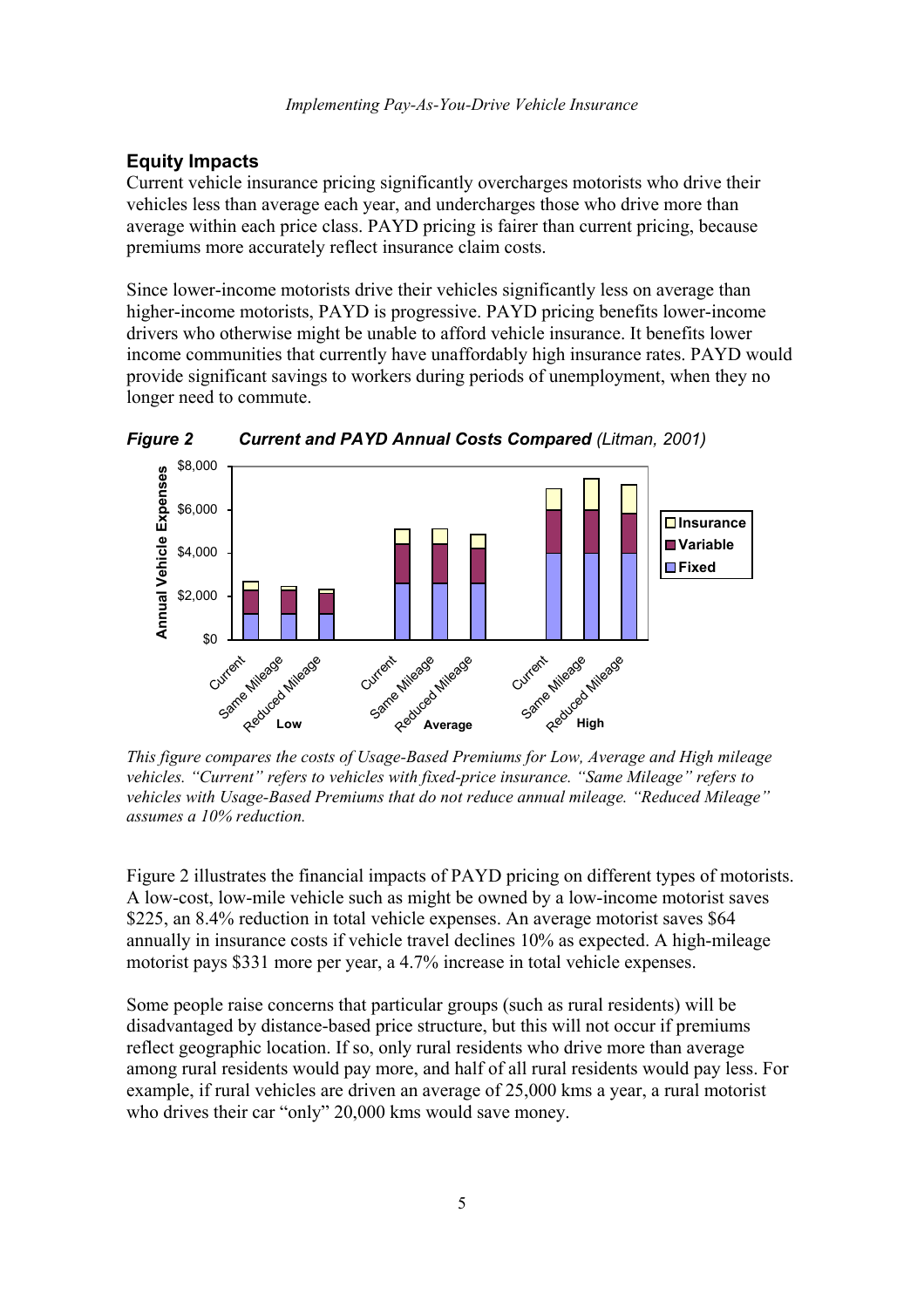## Equity Impacts

Current vehicle insurance pricing significantly overcharges motorists who drive their vehicles less than average each year, and undercharges those who drive more than average within each price class. PAYD pricing is fairer than current pricing, because premiums more accurately reflect insurance claim costs.

Since lower-income motorists drive their vehicles significantly less on average than higher-income motorists, PAYD is progressive. PAYD pricing benefits lower-income drivers who otherwise might be unable to afford vehicle insurance. It benefits lower income communities that currently have unaffordably high insurance rates. PAYD would provide significant savings to workers during periods of unemployment, when they no longer need to commute.

***Figure 2 Current and PAYD Annual Costs Compared*** *(Litman, 2001)*

*This figure compares the costs of Usage-Based Premiums for Low, Average and High mileage vehicles. "Current" refers to vehicles with fixed-price insurance. "Same Mileage" refers to vehicles with Usage-Based Premiums that do not reduce annual mileage. "Reduced Mileage" assumes a 10% reduction.*

Figure 2 illustrates the financial impacts of PAYD pricing on different types of motorists. A low-cost, low-mile vehicle such as might be owned by a low-income motorist saves $225, an 8.4% reduction in total vehicle expenses. An average motorist saves $64 annually in insurance costs if vehicle travel declines 10% as expected. A high-mileage motorist pays $331 more per year, a 4.7% increase in total vehicle expenses.

Some people raise concerns that particular groups (such as rural residents) will be disadvantaged by distance-based price structure, but this will not occur if premiums reflect geographic location. If so, only rural residents who drive more than average among rural residents would pay more, and half of all rural residents would pay less. For example, if rural vehicles are driven an average of 25,000 kms a year, a rural motorist who drives their car "only" 20,000 kms would save money.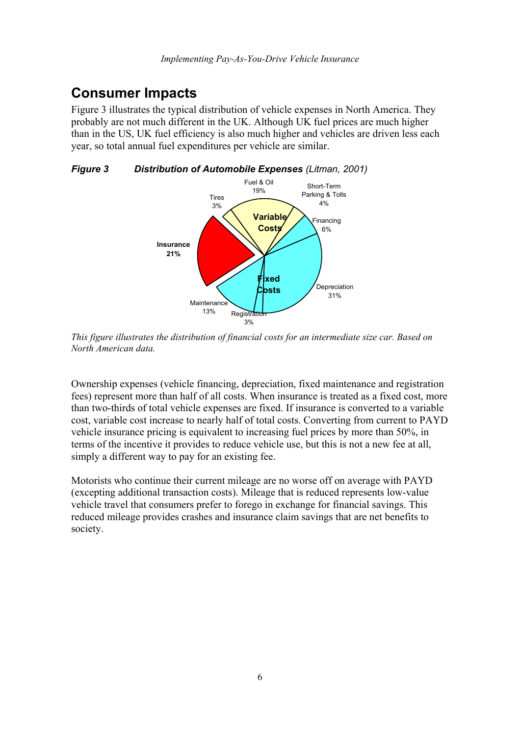## Consumer Impacts

Figure 3 illustrates the typical distribution of vehicle expenses in North America. They probably are not much different in the UK. Although UK fuel prices are much higher than in the US, UK fuel efficiency is also much higher and vehicles are driven less each year, so total annual fuel expenditures per vehicle are similar.

***Figure 3*** ***Distribution of Automobile Expenses*** *(Litman, 2001)*

*This figure illustrates the distribution of financial costs for an intermediate size car. Based on North American data.*

Ownership expenses (vehicle financing, depreciation, fixed maintenance and registration fees) represent more than half of all costs. When insurance is treated as a fixed cost, more than two-thirds of total vehicle expenses are fixed. If insurance is converted to a variable cost, variable cost increase to nearly half of total costs. Converting from current to PAYD vehicle insurance pricing is equivalent to increasing fuel prices by more than 50%, in terms of the incentive it provides to reduce vehicle use, but this is not a new fee at all, simply a different way to pay for an existing fee.

Motorists who continue their current mileage are no worse off on average with PAYD (excepting additional transaction costs). Mileage that is reduced represents low-value vehicle travel that consumers prefer to forego in exchange for financial savings. This reduced mileage provides crashes and insurance claim savings that are net benefits to society.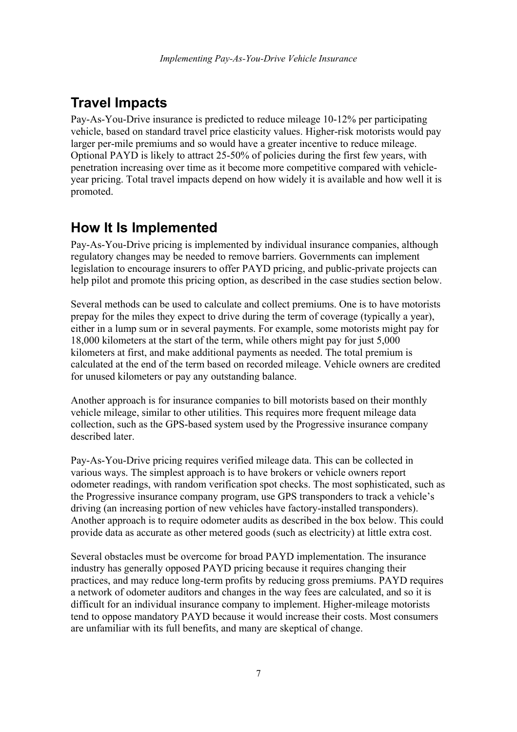## Travel Impacts

Pay-As-You-Drive insurance is predicted to reduce mileage 10-12% per participating vehicle, based on standard travel price elasticity values. Higher-risk motorists would pay larger per-mile premiums and so would have a greater incentive to reduce mileage. Optional PAYD is likely to attract 25-50% of policies during the first few years, with penetration increasing over time as it become more competitive compared with vehicle-year pricing. Total travel impacts depend on how widely it is available and how well it is promoted.

## How It Is Implemented

Pay-As-You-Drive pricing is implemented by individual insurance companies, although regulatory changes may be needed to remove barriers. Governments can implement legislation to encourage insurers to offer PAYD pricing, and public-private projects can help pilot and promote this pricing option, as described in the case studies section below.

Several methods can be used to calculate and collect premiums. One is to have motorists prepay for the miles they expect to drive during the term of coverage (typically a year), either in a lump sum or in several payments. For example, some motorists might pay for 18,000 kilometers at the start of the term, while others might pay for just 5,000 kilometers at first, and make additional payments as needed. The total premium is calculated at the end of the term based on recorded mileage. Vehicle owners are credited for unused kilometers or pay any outstanding balance.

Another approach is for insurance companies to bill motorists based on their monthly vehicle mileage, similar to other utilities. This requires more frequent mileage data collection, such as the GPS-based system used by the Progressive insurance company described later.

Pay-As-You-Drive pricing requires verified mileage data. This can be collected in various ways. The simplest approach is to have brokers or vehicle owners report odometer readings, with random verification spot checks. The most sophisticated, such as the Progressive insurance company program, use GPS transponders to track a vehicle's driving (an increasing portion of new vehicles have factory-installed transponders). Another approach is to require odometer audits as described in the box below. This could provide data as accurate as other metered goods (such as electricity) at little extra cost.

Several obstacles must be overcome for broad PAYD implementation. The insurance industry has generally opposed PAYD pricing because it requires changing their practices, and may reduce long-term profits by reducing gross premiums. PAYD requires a network of odometer auditors and changes in the way fees are calculated, and so it is difficult for an individual insurance company to implement. Higher-mileage motorists tend to oppose mandatory PAYD because it would increase their costs. Most consumers are unfamiliar with its full benefits, and many are skeptical of change.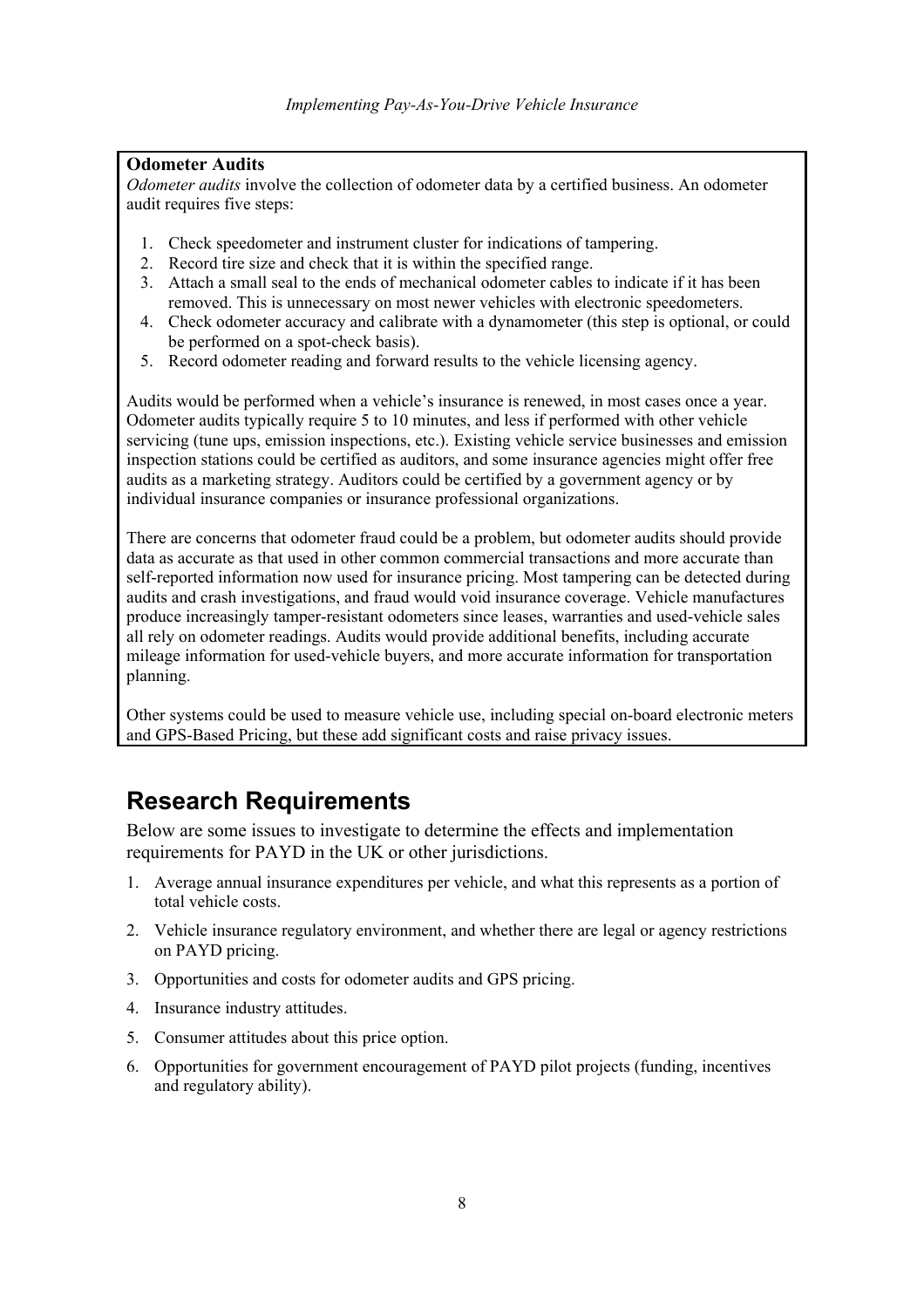**Odometer Audits**

*Odometer audits* involve the collection of odometer data by a certified business. An odometer audit requires five steps:

1. Check speedometer and instrument cluster for indications of tampering.
2. Record tire size and check that it is within the specified range.
3. Attach a small seal to the ends of mechanical odometer cables to indicate if it has been removed. This is unnecessary on most newer vehicles with electronic speedometers.
4. Check odometer accuracy and calibrate with a dynamometer (this step is optional, or could be performed on a spot-check basis).
5. Record odometer reading and forward results to the vehicle licensing agency.

Audits would be performed when a vehicle's insurance is renewed, in most cases once a year. Odometer audits typically require 5 to 10 minutes, and less if performed with other vehicle servicing (tune ups, emission inspections, etc.). Existing vehicle service businesses and emission inspection stations could be certified as auditors, and some insurance agencies might offer free audits as a marketing strategy. Auditors could be certified by a government agency or by individual insurance companies or insurance professional organizations.

There are concerns that odometer fraud could be a problem, but odometer audits should provide data as accurate as that used in other common commercial transactions and more accurate than self-reported information now used for insurance pricing. Most tampering can be detected during audits and crash investigations, and fraud would void insurance coverage. Vehicle manufactures produce increasingly tamper-resistant odometers since leases, warranties and used-vehicle sales all rely on odometer readings. Audits would provide additional benefits, including accurate mileage information for used-vehicle buyers, and more accurate information for transportation planning.

Other systems could be used to measure vehicle use, including special on-board electronic meters and GPS-Based Pricing, but these add significant costs and raise privacy issues.

## Research Requirements

Below are some issues to investigate to determine the effects and implementation requirements for PAYD in the UK or other jurisdictions.

1. Average annual insurance expenditures per vehicle, and what this represents as a portion of total vehicle costs.
2. Vehicle insurance regulatory environment, and whether there are legal or agency restrictions on PAYD pricing.
3. Opportunities and costs for odometer audits and GPS pricing.
4. Insurance industry attitudes.
5. Consumer attitudes about this price option.
6. Opportunities for government encouragement of PAYD pilot projects (funding, incentives and regulatory ability).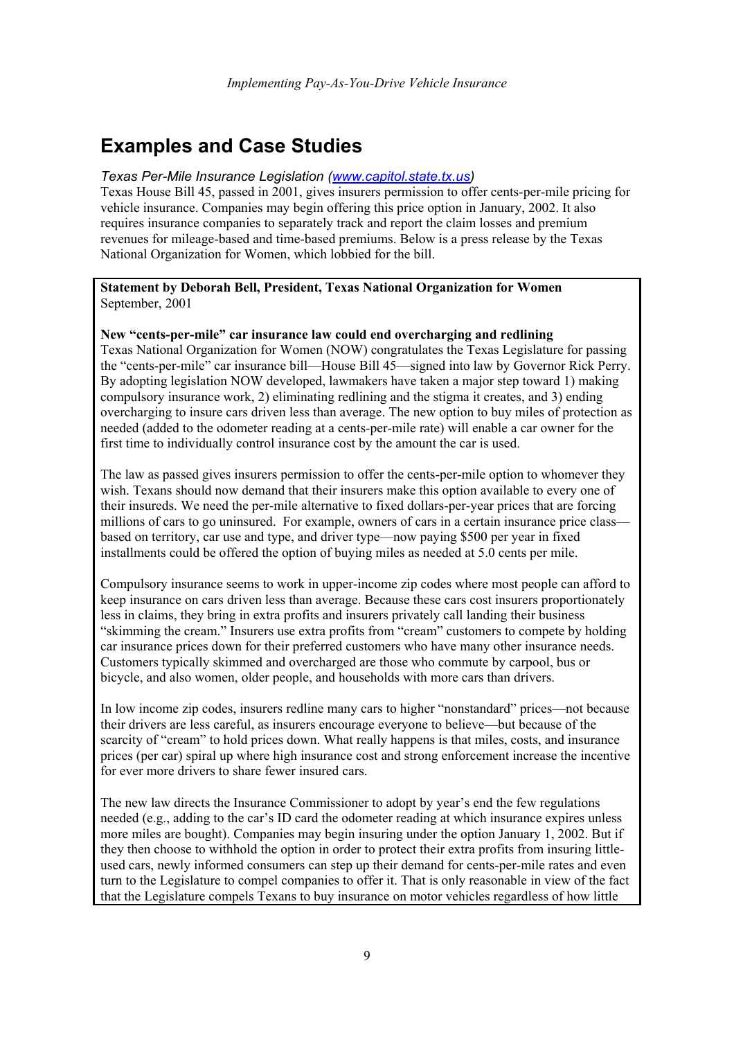## Examples and Case Studies

*Texas Per-Mile Insurance Legislation ([www.capitol.state.tx.us](www.capitol.state.tx.us))*

Texas House Bill 45, passed in 2001, gives insurers permission to offer cents-per-mile pricing for vehicle insurance. Companies may begin offering this price option in January, 2002. It also requires insurance companies to separately track and report the claim losses and premium revenues for mileage-based and time-based premiums. Below is a press release by the Texas National Organization for Women, which lobbied for the bill.

**Statement by Deborah Bell, President, Texas National Organization for Women**
September, 2001

**New "cents-per-mile" car insurance law could end overcharging and redlining**
Texas National Organization for Women (NOW) congratulates the Texas Legislature for passing the "cents-per-mile" car insurance bill—House Bill 45—signed into law by Governor Rick Perry. By adopting legislation NOW developed, lawmakers have taken a major step toward 1) making compulsory insurance work, 2) eliminating redlining and the stigma it creates, and 3) ending overcharging to insure cars driven less than average. The new option to buy miles of protection as needed (added to the odometer reading at a cents-per-mile rate) will enable a car owner for the first time to individually control insurance cost by the amount the car is used.

The law as passed gives insurers permission to offer the cents-per-mile option to whomever they wish. Texans should now demand that their insurers make this option available to every one of their insureds. We need the per-mile alternative to fixed dollars-per-year prices that are forcing millions of cars to go uninsured. For example, owners of cars in a certain insurance price class—based on territory, car use and type, and driver type—now paying $500 per year in fixed installments could be offered the option of buying miles as needed at 5.0 cents per mile.

Compulsory insurance seems to work in upper-income zip codes where most people can afford to keep insurance on cars driven less than average. Because these cars cost insurers proportionately less in claims, they bring in extra profits and insurers privately call landing their business "skimming the cream." Insurers use extra profits from "cream" customers to compete by holding car insurance prices down for their preferred customers who have many other insurance needs. Customers typically skimmed and overcharged are those who commute by carpool, bus or bicycle, and also women, older people, and households with more cars than drivers.

In low income zip codes, insurers redline many cars to higher "nonstandard" prices—not because their drivers are less careful, as insurers encourage everyone to believe—but because of the scarcity of "cream" to hold prices down. What really happens is that miles, costs, and insurance prices (per car) spiral up where high insurance cost and strong enforcement increase the incentive for ever more drivers to share fewer insured cars.

The new law directs the Insurance Commissioner to adopt by year's end the few regulations needed (e.g., adding to the car's ID card the odometer reading at which insurance expires unless more miles are bought). Companies may begin insuring under the option January 1, 2002. But if they then choose to withhold the option in order to protect their extra profits from insuring little-used cars, newly informed consumers can step up their demand for cents-per-mile rates and even turn to the Legislature to compel companies to offer it. That is only reasonable in view of the fact that the Legislature compels Texans to buy insurance on motor vehicles regardless of how little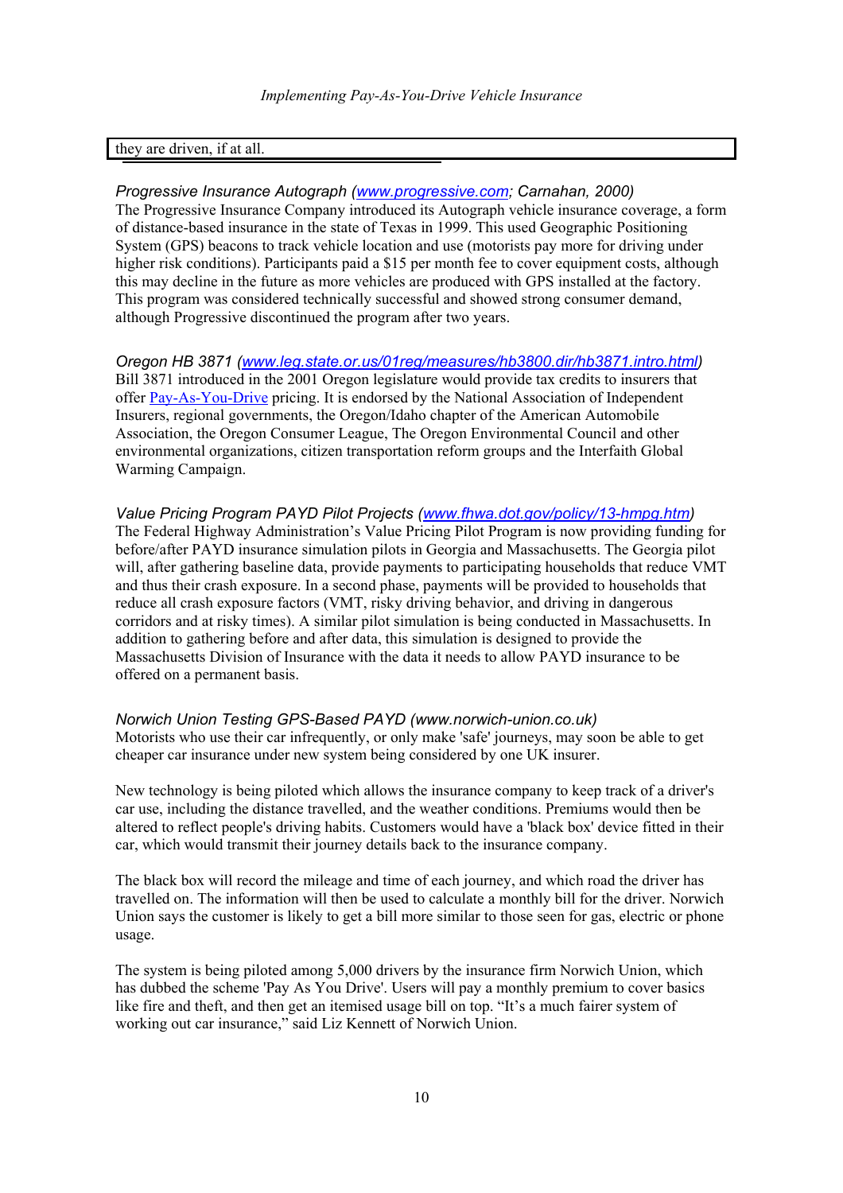| they are driven, if at all. |
|---|

*Progressive Insurance Autograph (www.progressive.com; Carnahan, 2000)*
The Progressive Insurance Company introduced its Autograph vehicle insurance coverage, a form of distance-based insurance in the state of Texas in 1999. This used Geographic Positioning System (GPS) beacons to track vehicle location and use (motorists pay more for driving under higher risk conditions). Participants paid a $15 per month fee to cover equipment costs, although this may decline in the future as more vehicles are produced with GPS installed at the factory. This program was considered technically successful and showed strong consumer demand, although Progressive discontinued the program after two years.

*Oregon HB 3871 (www.leg.state.or.us/01reg/measures/hb3800.dir/hb3871.intro.html)*
Bill 3871 introduced in the 2001 Oregon legislature would provide tax credits to insurers that offer Pay-As-You-Drive pricing. It is endorsed by the National Association of Independent Insurers, regional governments, the Oregon/Idaho chapter of the American Automobile Association, the Oregon Consumer League, The Oregon Environmental Council and other environmental organizations, citizen transportation reform groups and the Interfaith Global Warming Campaign.

*Value Pricing Program PAYD Pilot Projects (www.fhwa.dot.gov/policy/13-hmpg.htm)*
The Federal Highway Administration's Value Pricing Pilot Program is now providing funding for before/after PAYD insurance simulation pilots in Georgia and Massachusetts. The Georgia pilot will, after gathering baseline data, provide payments to participating households that reduce VMT and thus their crash exposure. In a second phase, payments will be provided to households that reduce all crash exposure factors (VMT, risky driving behavior, and driving in dangerous corridors and at risky times). A similar pilot simulation is being conducted in Massachusetts. In addition to gathering before and after data, this simulation is designed to provide the Massachusetts Division of Insurance with the data it needs to allow PAYD insurance to be offered on a permanent basis.

*Norwich Union Testing GPS-Based PAYD (www.norwich-union.co.uk)*
Motorists who use their car infrequently, or only make 'safe' journeys, may soon be able to get cheaper car insurance under new system being considered by one UK insurer.

New technology is being piloted which allows the insurance company to keep track of a driver's car use, including the distance travelled, and the weather conditions. Premiums would then be altered to reflect people's driving habits. Customers would have a 'black box' device fitted in their car, which would transmit their journey details back to the insurance company.

The black box will record the mileage and time of each journey, and which road the driver has travelled on. The information will then be used to calculate a monthly bill for the driver. Norwich Union says the customer is likely to get a bill more similar to those seen for gas, electric or phone usage.

The system is being piloted among 5,000 drivers by the insurance firm Norwich Union, which has dubbed the scheme 'Pay As You Drive'. Users will pay a monthly premium to cover basics like fire and theft, and then get an itemised usage bill on top. "It's a much fairer system of working out car insurance," said Liz Kennett of Norwich Union.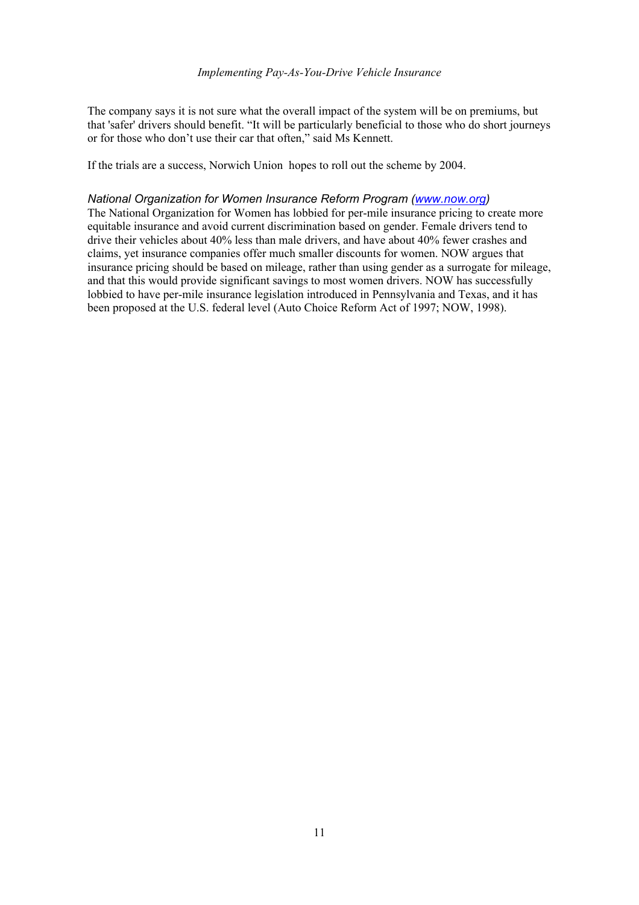The company says it is not sure what the overall impact of the system will be on premiums, but that 'safer' drivers should benefit. “It will be particularly beneficial to those who do short journeys or for those who don’t use their car that often,” said Ms Kennett.

If the trials are a success, Norwich Union hopes to roll out the scheme by 2004.

*National Organization for Women Insurance Reform Program ([www.now.org](www.now.org))*

The National Organization for Women has lobbied for per-mile insurance pricing to create more equitable insurance and avoid current discrimination based on gender. Female drivers tend to drive their vehicles about 40% less than male drivers, and have about 40% fewer crashes and claims, yet insurance companies offer much smaller discounts for women. NOW argues that insurance pricing should be based on mileage, rather than using gender as a surrogate for mileage, and that this would provide significant savings to most women drivers. NOW has successfully lobbied to have per-mile insurance legislation introduced in Pennsylvania and Texas, and it has been proposed at the U.S. federal level (Auto Choice Reform Act of 1997; NOW, 1998).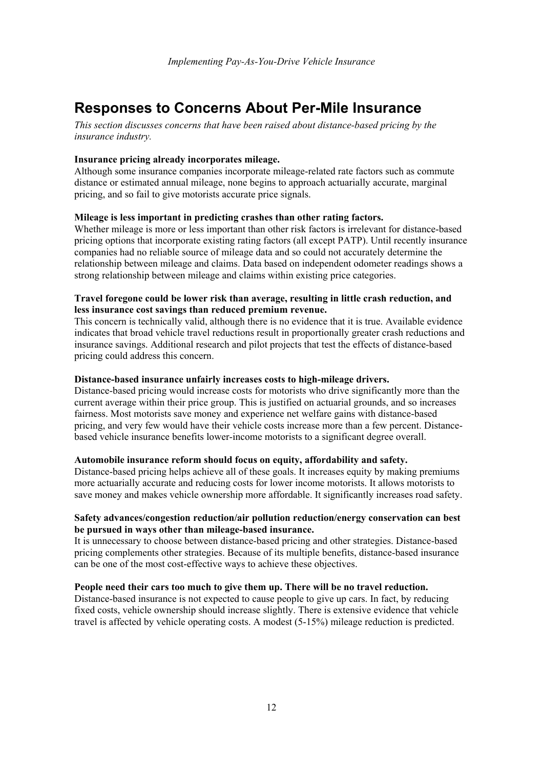## Responses to Concerns About Per-Mile Insurance

*This section discusses concerns that have been raised about distance-based pricing by the insurance industry.*

**Insurance pricing already incorporates mileage.**
Although some insurance companies incorporate mileage-related rate factors such as commute distance or estimated annual mileage, none begins to approach actuarially accurate, marginal pricing, and so fail to give motorists accurate price signals.

**Mileage is less important in predicting crashes than other rating factors.**
Whether mileage is more or less important than other risk factors is irrelevant for distance-based pricing options that incorporate existing rating factors (all except PATP). Until recently insurance companies had no reliable source of mileage data and so could not accurately determine the relationship between mileage and claims. Data based on independent odometer readings shows a strong relationship between mileage and claims within existing price categories.

**Travel foregone could be lower risk than average, resulting in little crash reduction, and less insurance cost savings than reduced premium revenue.**
This concern is technically valid, although there is no evidence that it is true. Available evidence indicates that broad vehicle travel reductions result in proportionally greater crash reductions and insurance savings. Additional research and pilot projects that test the effects of distance-based pricing could address this concern.

**Distance-based insurance unfairly increases costs to high-mileage drivers.**
Distance-based pricing would increase costs for motorists who drive significantly more than the current average within their price group. This is justified on actuarial grounds, and so increases fairness. Most motorists save money and experience net welfare gains with distance-based pricing, and very few would have their vehicle costs increase more than a few percent. Distance-based vehicle insurance benefits lower-income motorists to a significant degree overall.

**Automobile insurance reform should focus on equity, affordability and safety.**
Distance-based pricing helps achieve all of these goals. It increases equity by making premiums more actuarially accurate and reducing costs for lower income motorists. It allows motorists to save money and makes vehicle ownership more affordable. It significantly increases road safety.

**Safety advances/congestion reduction/air pollution reduction/energy conservation can best be pursued in ways other than mileage-based insurance.**
It is unnecessary to choose between distance-based pricing and other strategies. Distance-based pricing complements other strategies. Because of its multiple benefits, distance-based insurance can be one of the most cost-effective ways to achieve these objectives.

**People need their cars too much to give them up. There will be no travel reduction.**
Distance-based insurance is not expected to cause people to give up cars. In fact, by reducing fixed costs, vehicle ownership should increase slightly. There is extensive evidence that vehicle travel is affected by vehicle operating costs. A modest (5-15%) mileage reduction is predicted.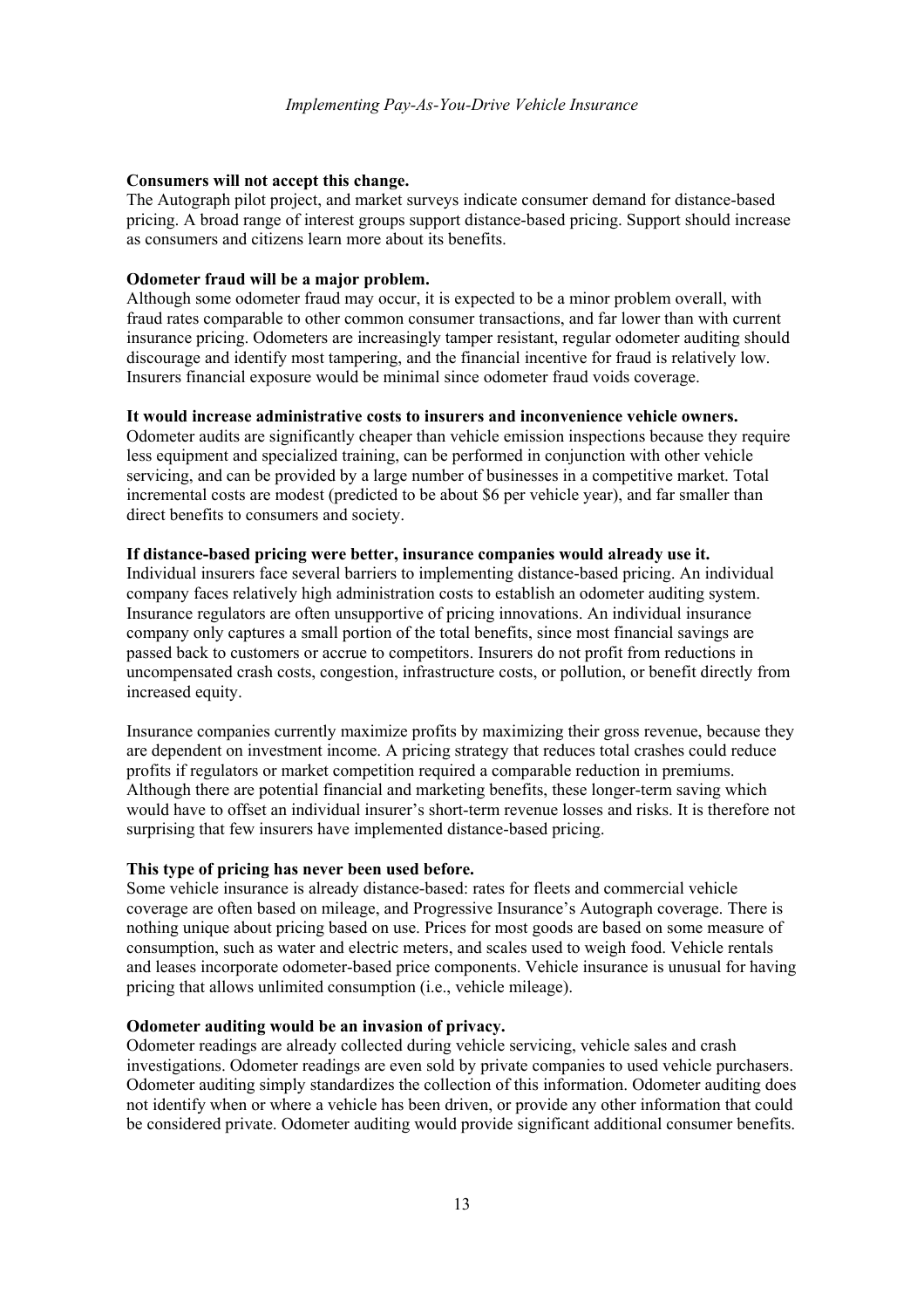**Consumers will not accept this change.**
The Autograph pilot project, and market surveys indicate consumer demand for distance-based pricing. A broad range of interest groups support distance-based pricing. Support should increase as consumers and citizens learn more about its benefits.

**Odometer fraud will be a major problem.**
Although some odometer fraud may occur, it is expected to be a minor problem overall, with fraud rates comparable to other common consumer transactions, and far lower than with current insurance pricing. Odometers are increasingly tamper resistant, regular odometer auditing should discourage and identify most tampering, and the financial incentive for fraud is relatively low. Insurers financial exposure would be minimal since odometer fraud voids coverage.

**It would increase administrative costs to insurers and inconvenience vehicle owners.**
Odometer audits are significantly cheaper than vehicle emission inspections because they require less equipment and specialized training, can be performed in conjunction with other vehicle servicing, and can be provided by a large number of businesses in a competitive market. Total incremental costs are modest (predicted to be about \$6 per vehicle year), and far smaller than direct benefits to consumers and society.

**If distance-based pricing were better, insurance companies would already use it.**
Individual insurers face several barriers to implementing distance-based pricing. An individual company faces relatively high administration costs to establish an odometer auditing system. Insurance regulators are often unsupportive of pricing innovations. An individual insurance company only captures a small portion of the total benefits, since most financial savings are passed back to customers or accrue to competitors. Insurers do not profit from reductions in uncompensated crash costs, congestion, infrastructure costs, or pollution, or benefit directly from increased equity.

Insurance companies currently maximize profits by maximizing their gross revenue, because they are dependent on investment income. A pricing strategy that reduces total crashes could reduce profits if regulators or market competition required a comparable reduction in premiums. Although there are potential financial and marketing benefits, these longer-term saving which would have to offset an individual insurer's short-term revenue losses and risks. It is therefore not surprising that few insurers have implemented distance-based pricing.

**This type of pricing has never been used before.**
Some vehicle insurance is already distance-based: rates for fleets and commercial vehicle coverage are often based on mileage, and Progressive Insurance's Autograph coverage. There is nothing unique about pricing based on use. Prices for most goods are based on some measure of consumption, such as water and electric meters, and scales used to weigh food. Vehicle rentals and leases incorporate odometer-based price components. Vehicle insurance is unusual for having pricing that allows unlimited consumption (i.e., vehicle mileage).

**Odometer auditing would be an invasion of privacy.**
Odometer readings are already collected during vehicle servicing, vehicle sales and crash investigations. Odometer readings are even sold by private companies to used vehicle purchasers. Odometer auditing simply standardizes the collection of this information. Odometer auditing does not identify when or where a vehicle has been driven, or provide any other information that could be considered private. Odometer auditing would provide significant additional consumer benefits.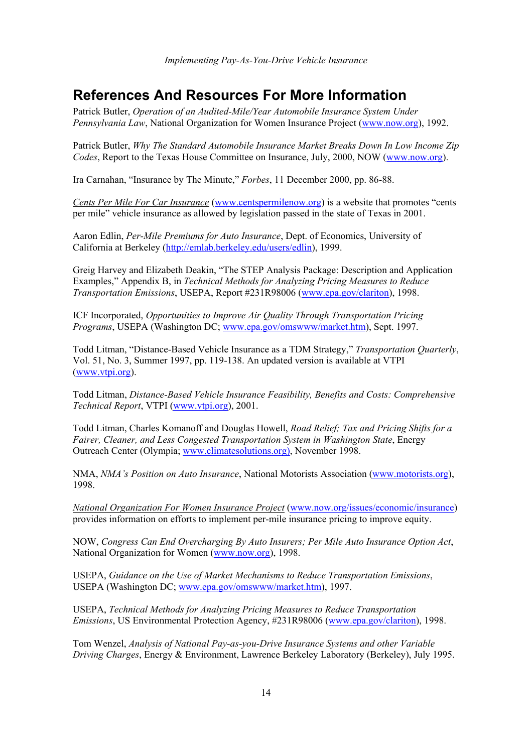## References And Resources For More Information

Patrick Butler, *Operation of an Audited-Mile/Year Automobile Insurance System Under Pennsylvania Law*, National Organization for Women Insurance Project (www.now.org), 1992.

Patrick Butler, *Why The Standard Automobile Insurance Market Breaks Down In Low Income Zip Codes*, Report to the Texas House Committee on Insurance, July, 2000, NOW (www.now.org).

Ira Carnahan, "Insurance by The Minute," *Forbes*, 11 December 2000, pp. 86-88.

*Cents Per Mile For Car Insurance* (www.centspermilenow.org) is a website that promotes "cents per mile" vehicle insurance as allowed by legislation passed in the state of Texas in 2001.

Aaron Edlin, *Per-Mile Premiums for Auto Insurance*, Dept. of Economics, University of California at Berkeley (http://emlab.berkeley.edu/users/edlin), 1999.

Greig Harvey and Elizabeth Deakin, "The STEP Analysis Package: Description and Application Examples," Appendix B, in *Technical Methods for Analyzing Pricing Measures to Reduce Transportation Emissions*, USEPA, Report #231R98006 (www.epa.gov/clariton), 1998.

ICF Incorporated, *Opportunities to Improve Air Quality Through Transportation Pricing Programs*, USEPA (Washington DC; www.epa.gov/omswww/market.htm), Sept. 1997.

Todd Litman, "Distance-Based Vehicle Insurance as a TDM Strategy," *Transportation Quarterly*, Vol. 51, No. 3, Summer 1997, pp. 119-138. An updated version is available at VTPI (www.vtpi.org).

Todd Litman, *Distance-Based Vehicle Insurance Feasibility, Benefits and Costs: Comprehensive Technical Report*, VTPI (www.vtpi.org), 2001.

Todd Litman, Charles Komanoff and Douglas Howell, *Road Relief; Tax and Pricing Shifts for a Fairer, Cleaner, and Less Congested Transportation System in Washington State*, Energy Outreach Center (Olympia; www.climatesolutions.org), November 1998.

NMA, *NMA's Position on Auto Insurance*, National Motorists Association (www.motorists.org), 1998.

*National Organization For Women Insurance Project* (www.now.org/issues/economic/insurance) provides information on efforts to implement per-mile insurance pricing to improve equity.

NOW, *Congress Can End Overcharging By Auto Insurers; Per Mile Auto Insurance Option Act*, National Organization for Women (www.now.org), 1998.

USEPA, *Guidance on the Use of Market Mechanisms to Reduce Transportation Emissions*, USEPA (Washington DC; www.epa.gov/omswww/market.htm), 1997.

USEPA, *Technical Methods for Analyzing Pricing Measures to Reduce Transportation Emissions*, US Environmental Protection Agency, #231R98006 (www.epa.gov/clariton), 1998.

Tom Wenzel, *Analysis of National Pay-as-you-Drive Insurance Systems and other Variable Driving Charges*, Energy & Environment, Lawrence Berkeley Laboratory (Berkeley), July 1995.